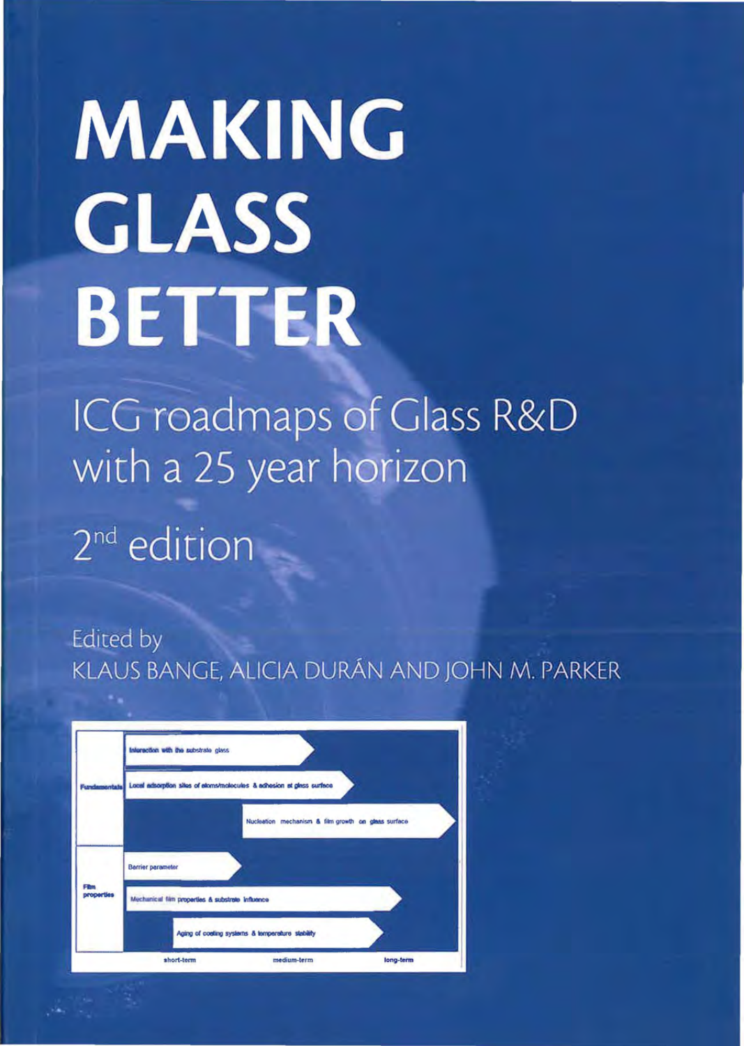# MAKING GLASS BETTER

## ICG roadmaps of Glass R&D with a 25 year horizon

### 2nd edition

Edited by
KLAUS BANGE, ALICIA DURÁN AND JOHN M. PARKER

| | | | |
|---|---|---|---|
| Fundamentals | Interaction with the substrate glass | | |
| | Local adsorption sites of atoms/molecules & adhesion at glass surface | | |
| | | Nucleation mechanism & film growth on glass surface | |
| Film properties | Barrier parameter | | |
| | Mechanical film properties & substrate influence | | |
| | Aging of coating systems & temperature stability | | |
| | short-term | medium-term | long-term |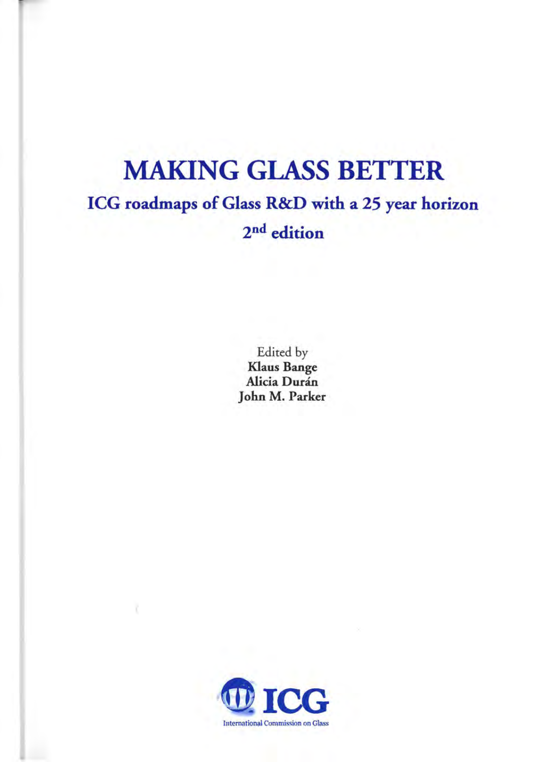# MAKING GLASS BETTER

## ICG roadmaps of Glass R&D with a 25 year horizon

## 2nd edition

Edited by

**Klaus Bange**

**Alicia Durán**

**John M. Parker**

ICG

International Commission on Glass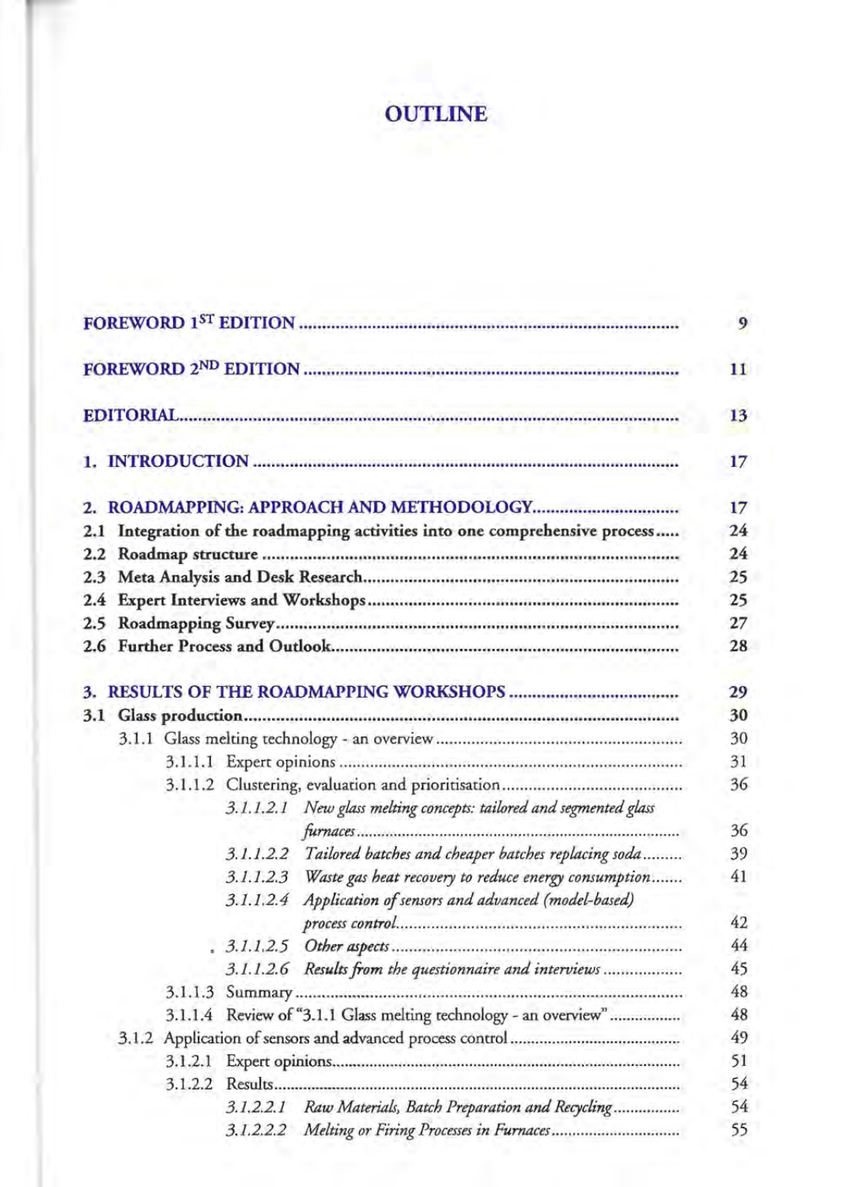# OUTLINE

| | |
|---|---|
| **FOREWORD 1ST EDITION** | **9** |
| **FOREWORD 2ND EDITION** | **11** |
| **EDITORIAL** | **13** |
| **1. INTRODUCTION** | **17** |
| **2. ROADMAPPING: APPROACH AND METHODOLOGY** | **17** |
| **2.1 Integration of the roadmapping activities into one comprehensive process** | **24** |
| **2.2 Roadmap structure** | **24** |
| **2.3 Meta Analysis and Desk Research** | **25** |
| **2.4 Expert Interviews and Workshops** | **25** |
| **2.5 Roadmapping Survey** | **27** |
| **2.6 Further Process and Outlook** | **28** |
| **3. RESULTS OF THE ROADMAPPING WORKSHOPS** | **29** |
| **3.1 Glass production** | **30** |
| 3.1.1 Glass melting technology - an overview | 30 |
| 3.1.1.1 Expert opinions | 31 |
| 3.1.1.2 Clustering, evaluation and prioritisation | 36 |
| *3.1.1.2.1 New glass melting concepts: tailored and segmented glass furnaces* | 36 |
| *3.1.1.2.2 Tailored batches and cheaper batches replacing soda* | 39 |
| *3.1.1.2.3 Waste gas heat recovery to reduce energy consumption* | 41 |
| *3.1.1.2.4 Application of sensors and advanced (model-based) process control* | 42 |
| *3.1.1.2.5 Other aspects* | 44 |
| *3.1.1.2.6 Results from the questionnaire and interviews* | 45 |
| 3.1.1.3 Summary | 48 |
| 3.1.1.4 Review of "3.1.1 Glass melting technology - an overview" | 48 |
| 3.1.2 Application of sensors and advanced process control | 49 |
| 3.1.2.1 Expert opinions | 51 |
| 3.1.2.2 Results | 54 |
| *3.1.2.2.1 Raw Materials, Batch Preparation and Recycling* | 54 |
| *3.1.2.2.2 Melting or Firing Processes in Furnaces* | 55 |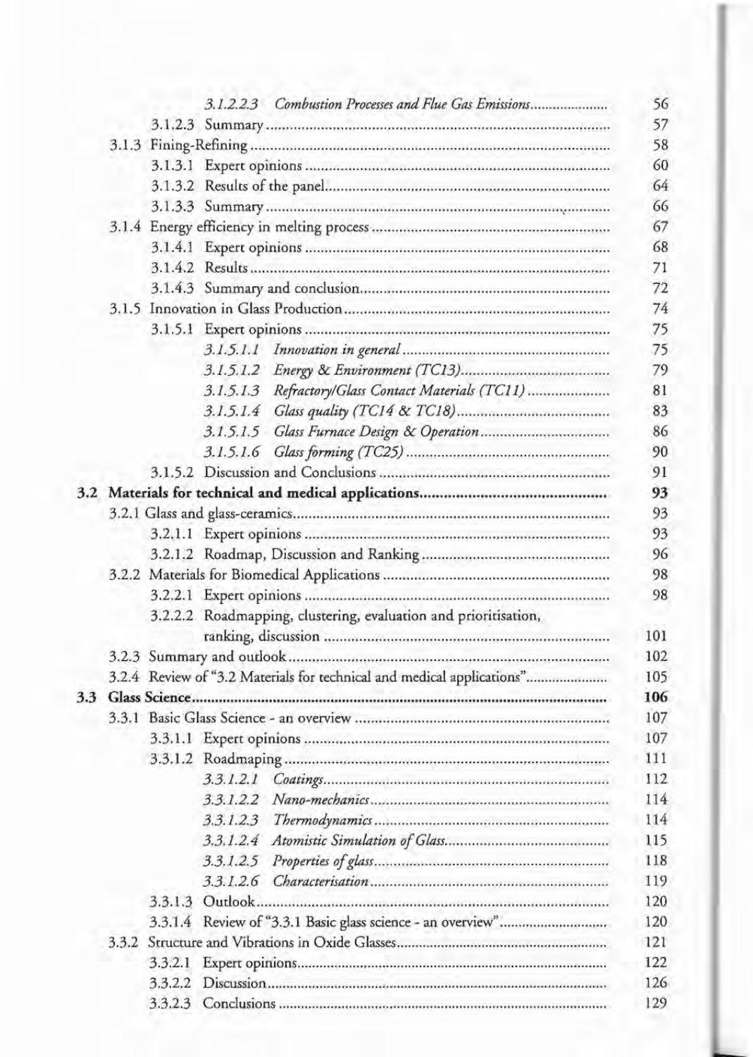| | |
|---|---|
| *3.1.2.2.3 Combustion Processes and Flue Gas Emissions* | 56 |
| 3.1.2.3 Summary | 57 |
| 3.1.3 Fining-Refining | 58 |
| 3.1.3.1 Expert opinions | 60 |
| 3.1.3.2 Results of the panel | 64 |
| 3.1.3.3 Summary | 66 |
| 3.1.4 Energy efficiency in melting process | 67 |
| 3.1.4.1 Expert opinions | 68 |
| 3.1.4.2 Results | 71 |
| 3.1.4.3 Summary and conclusion | 72 |
| 3.1.5 Innovation in Glass Production | 74 |
| 3.1.5.1 Expert opinions | 75 |
| *3.1.5.1.1 Innovation in general* | 75 |
| *3.1.5.1.2 Energy & Environment (TC13)* | 79 |
| *3.1.5.1.3 Refractory/Glass Contact Materials (TC11)* | 81 |
| *3.1.5.1.4 Glass quality (TC14 & TC18)* | 83 |
| *3.1.5.1.5 Glass Furnace Design & Operation* | 86 |
| *3.1.5.1.6 Glass forming (TC25)* | 90 |
| 3.1.5.2 Discussion and Conclusions | 91 |
| **3.2 Materials for technical and medical applications** | **93** |
| 3.2.1 Glass and glass-ceramics | 93 |
| 3.2.1.1 Expert opinions | 93 |
| 3.2.1.2 Roadmap, Discussion and Ranking | 96 |
| 3.2.2 Materials for Biomedical Applications | 98 |
| 3.2.2.1 Expert opinions | 98 |
| 3.2.2.2 Roadmapping, clustering, evaluation and prioritisation, ranking, discussion | 101 |
| 3.2.3 Summary and outlook | 102 |
| 3.2.4 Review of "3.2 Materials for technical and medical applications" | 105 |
| **3.3 Glass Science** | **106** |
| 3.3.1 Basic Glass Science - an overview | 107 |
| 3.3.1.1 Expert opinions | 107 |
| 3.3.1.2 Roadmaping | 111 |
| *3.3.1.2.1 Coatings* | 112 |
| *3.3.1.2.2 Nano-mechanics* | 114 |
| *3.3.1.2.3 Thermodynamics* | 114 |
| *3.3.1.2.4 Atomistic Simulation of Glass* | 115 |
| *3.3.1.2.5 Properties of glass* | 118 |
| *3.3.1.2.6 Characterisation* | 119 |
| 3.3.1.3 Outlook | 120 |
| 3.3.1.4 Review of "3.3.1 Basic glass science - an overview" | 120 |
| 3.3.2 Structure and Vibrations in Oxide Glasses | 121 |
| 3.3.2.1 Expert opinions | 122 |
| 3.3.2.2 Discussion | 126 |
| 3.3.2.3 Conclusions | 129 |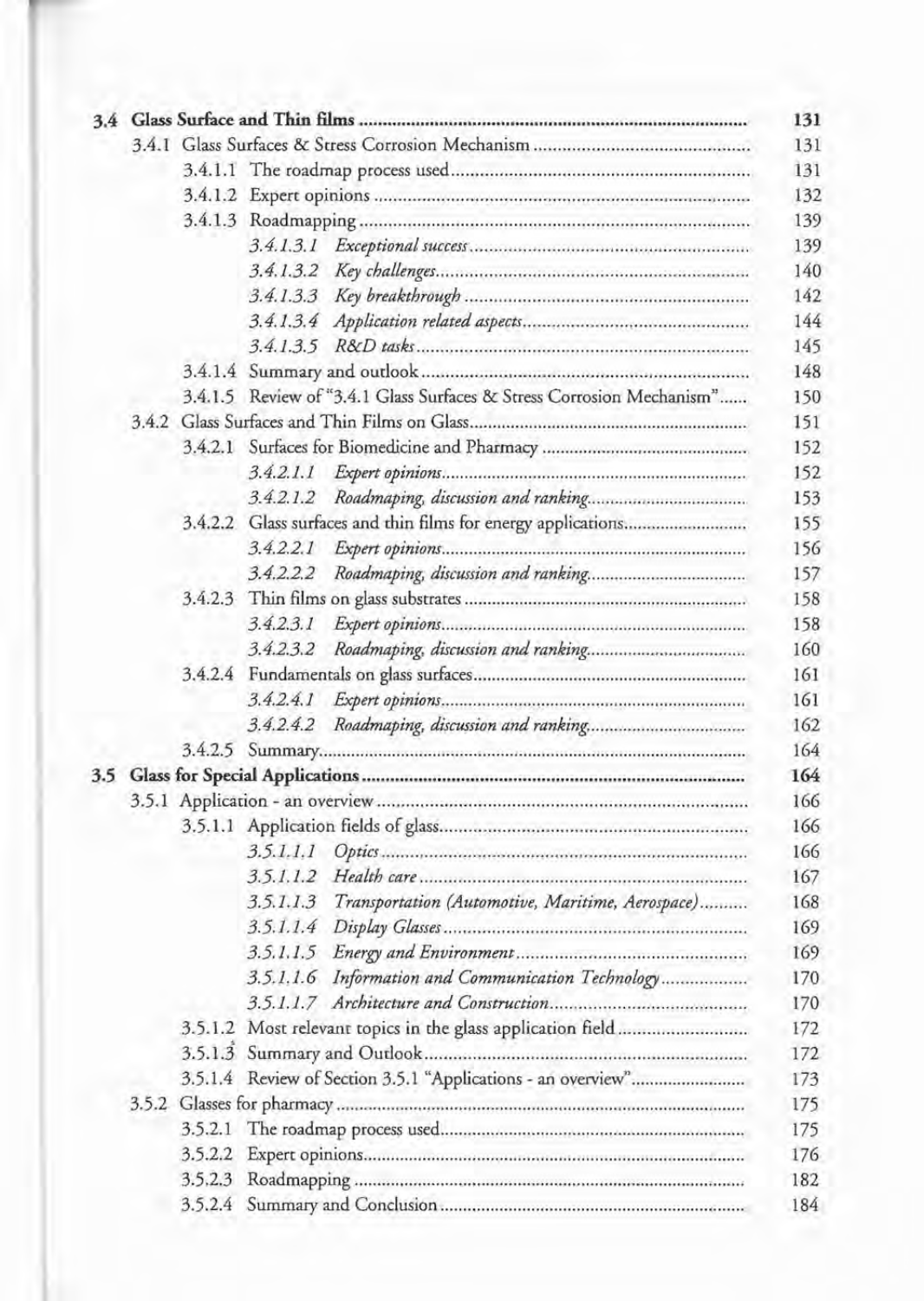| | | |
|---|---|---|
| **3.4** | **Glass Surface and Thin films** | **131** |
| 3.4.1 | Glass Surfaces & Stress Corrosion Mechanism | 131 |
| 3.4.1.1 | The roadmap process used | 131 |
| 3.4.1.2 | Expert opinions | 132 |
| 3.4.1.3 | Roadmapping | 139 |
| *3.4.1.3.1* | *Exceptional success* | 139 |
| *3.4.1.3.2* | *Key challenges* | 140 |
| *3.4.1.3.3* | *Key breakthrough* | 142 |
| *3.4.1.3.4* | *Application related aspects* | 144 |
| *3.4.1.3.5* | *R&D tasks* | 145 |
| 3.4.1.4 | Summary and outlook | 148 |
| 3.4.1.5 | Review of "3.4.1 Glass Surfaces & Stress Corrosion Mechanism" | 150 |
| 3.4.2 | Glass Surfaces and Thin Films on Glass | 151 |
| 3.4.2.1 | Surfaces for Biomedicine and Pharmacy | 152 |
| *3.4.2.1.1* | *Expert opinions* | 152 |
| *3.4.2.1.2* | *Roadmaping, discussion and ranking* | 153 |
| 3.4.2.2 | Glass surfaces and thin films for energy applications | 155 |
| *3.4.2.2.1* | *Expert opinions* | 156 |
| *3.4.2.2.2* | *Roadmaping, discussion and ranking* | 157 |
| 3.4.2.3 | Thin films on glass substrates | 158 |
| *3.4.2.3.1* | *Expert opinions* | 158 |
| *3.4.2.3.2* | *Roadmaping, discussion and ranking* | 160 |
| 3.4.2.4 | Fundamentals on glass surfaces | 161 |
| *3.4.2.4.1* | *Expert opinions* | 161 |
| *3.4.2.4.2* | *Roadmaping, discussion and ranking* | 162 |
| 3.4.2.5 | Summary | 164 |
| **3.5** | **Glass for Special Applications** | **164** |
| 3.5.1 | Application - an overview | 166 |
| 3.5.1.1 | Application fields of glass | 166 |
| *3.5.1.1.1* | *Optics* | 166 |
| *3.5.1.1.2* | *Health care* | 167 |
| *3.5.1.1.3* | *Transportation (Automotive, Maritime, Aerospace)* | 168 |
| *3.5.1.1.4* | *Display Glasses* | 169 |
| *3.5.1.1.5* | *Energy and Environment* | 169 |
| *3.5.1.1.6* | *Information and Communication Technology* | 170 |
| *3.5.1.1.7* | *Architecture and Construction* | 170 |
| 3.5.1.2 | Most relevant topics in the glass application field | 172 |
| 3.5.1.3 | Summary and Outlook | 172 |
| 3.5.1.4 | Review of Section 3.5.1 "Applications - an overview" | 173 |
| 3.5.2 | Glasses for pharmacy | 175 |
| 3.5.2.1 | The roadmap process used | 175 |
| 3.5.2.2 | Expert opinions | 176 |
| 3.5.2.3 | Roadmapping | 182 |
| 3.5.2.4 | Summary and Conclusion | 184 |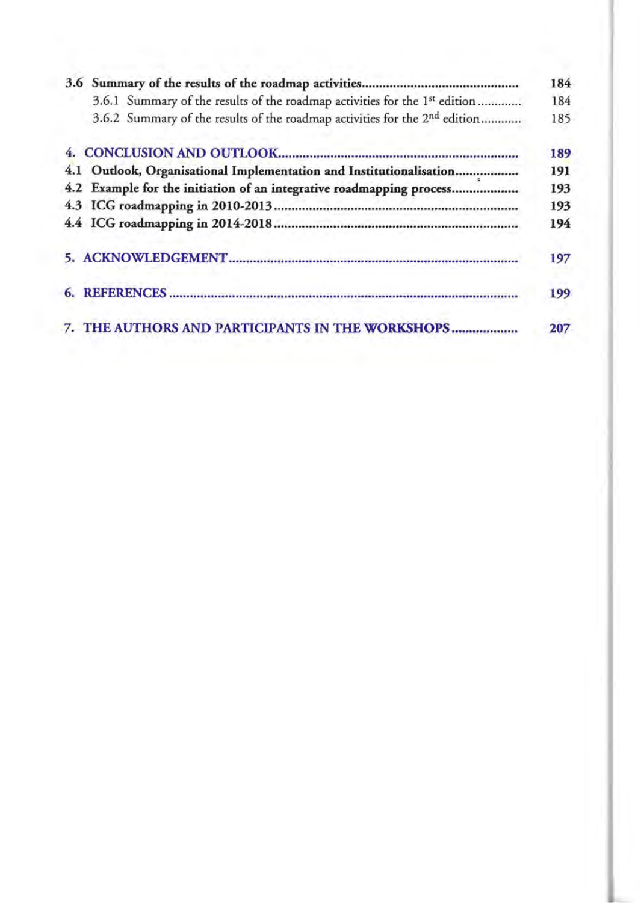**3.6 Summary of the results of the roadmap activities** .......... **184**

3.6.1 Summary of the results of the roadmap activities for the 1st edition .......... 184

3.6.2 Summary of the results of the roadmap activities for the 2nd edition .......... 185

**4. CONCLUSION AND OUTLOOK** .......... **189**

**4.1 Outlook, Organisational Implementation and Institutionalisation** .......... **191**

**4.2 Example for the initiation of an integrative roadmapping process** .......... **193**

**4.3 ICG roadmapping in 2010-2013** .......... **193**

**4.4 ICG roadmapping in 2014-2018** .......... **194**

**5. ACKNOWLEDGEMENT** .......... **197**

**6. REFERENCES** .......... **199**

**7. THE AUTHORS AND PARTICIPANTS IN THE WORKSHOPS** .......... **207**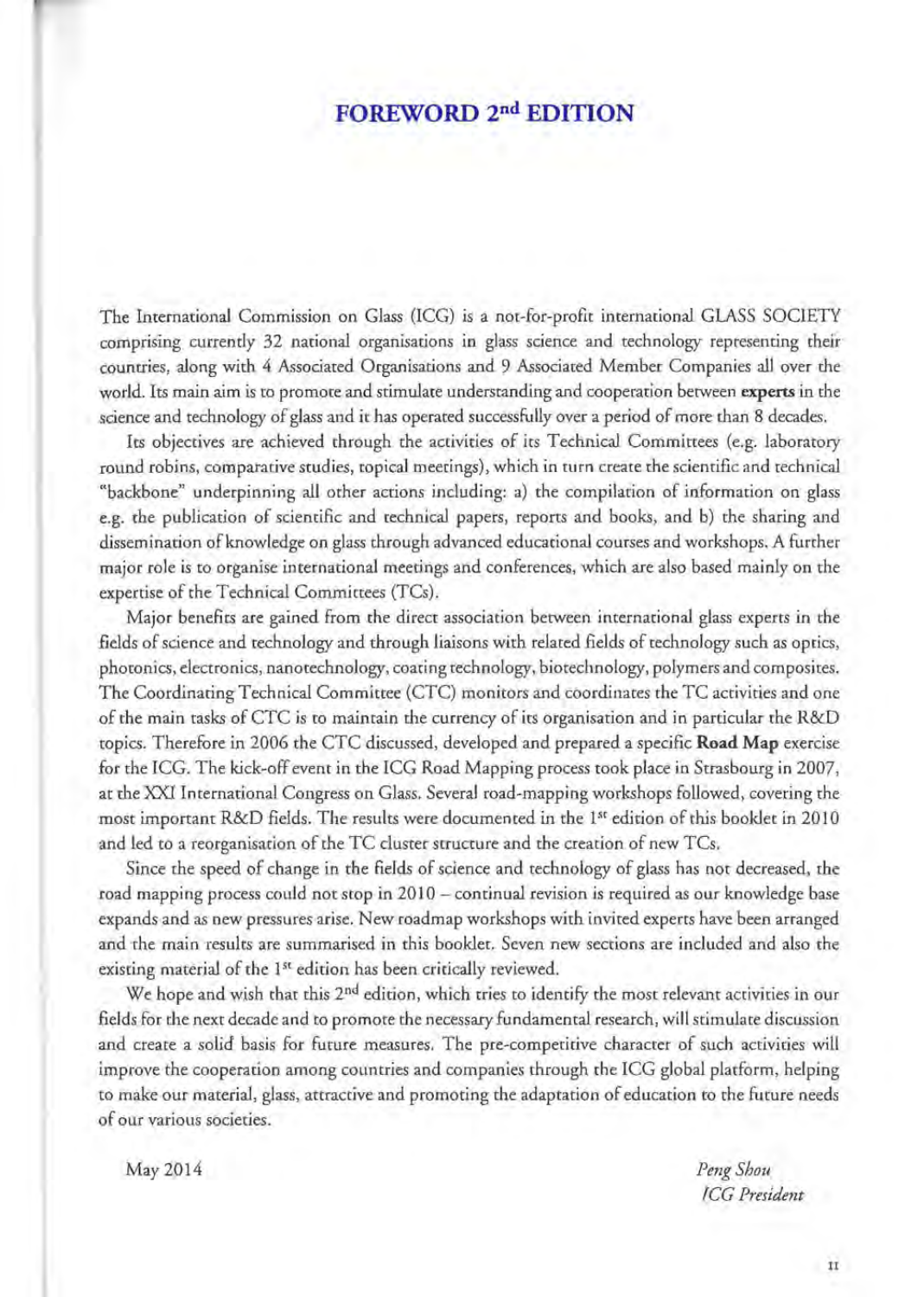# FOREWORD 2nd EDITION

The International Commission on Glass (ICG) is a not-for-profit international GLASS SOCIETY comprising currently 32 national organisations in glass science and technology representing their countries, along with 4 Associated Organisations and 9 Associated Member Companies all over the world. Its main aim is to promote and stimulate understanding and cooperation between **experts** in the science and technology of glass and it has operated successfully over a period of more than 8 decades.

Its objectives are achieved through the activities of its Technical Committees (e.g. laboratory round robins, comparative studies, topical meetings), which in turn create the scientific and technical "backbone" underpinning all other actions including: a) the compilation of information on glass e.g. the publication of scientific and technical papers, reports and books, and b) the sharing and dissemination of knowledge on glass through advanced educational courses and workshops. A further major role is to organise international meetings and conferences, which are also based mainly on the expertise of the Technical Committees (TCs).

Major benefits are gained from the direct association between international glass experts in the fields of science and technology and through liaisons with related fields of technology such as optics, photonics, electronics, nanotechnology, coating technology, biotechnology, polymers and composites. The Coordinating Technical Committee (CTC) monitors and coordinates the TC activities and one of the main tasks of CTC is to maintain the currency of its organisation and in particular the R&D topics. Therefore in 2006 the CTC discussed, developed and prepared a specific **Road Map** exercise for the ICG. The kick-off event in the ICG Road Mapping process took place in Strasbourg in 2007, at the XXI International Congress on Glass. Several road-mapping workshops followed, covering the most important R&D fields. The results were documented in the 1st edition of this booklet in 2010 and led to a reorganisation of the TC cluster structure and the creation of new TCs.

Since the speed of change in the fields of science and technology of glass has not decreased, the road mapping process could not stop in 2010 – continual revision is required as our knowledge base expands and as new pressures arise. New roadmap workshops with invited experts have been arranged and the main results are summarised in this booklet. Seven new sections are included and also the existing material of the 1st edition has been critically reviewed.

We hope and wish that this 2nd edition, which tries to identify the most relevant activities in our fields for the next decade and to promote the necessary fundamental research, will stimulate discussion and create a solid basis for future measures. The pre-competitive character of such activities will improve the cooperation among countries and companies through the ICG global platform, helping to make our material, glass, attractive and promoting the adaptation of education to the future needs of our various societies.

May 2014

*Peng Shou*
*ICG President*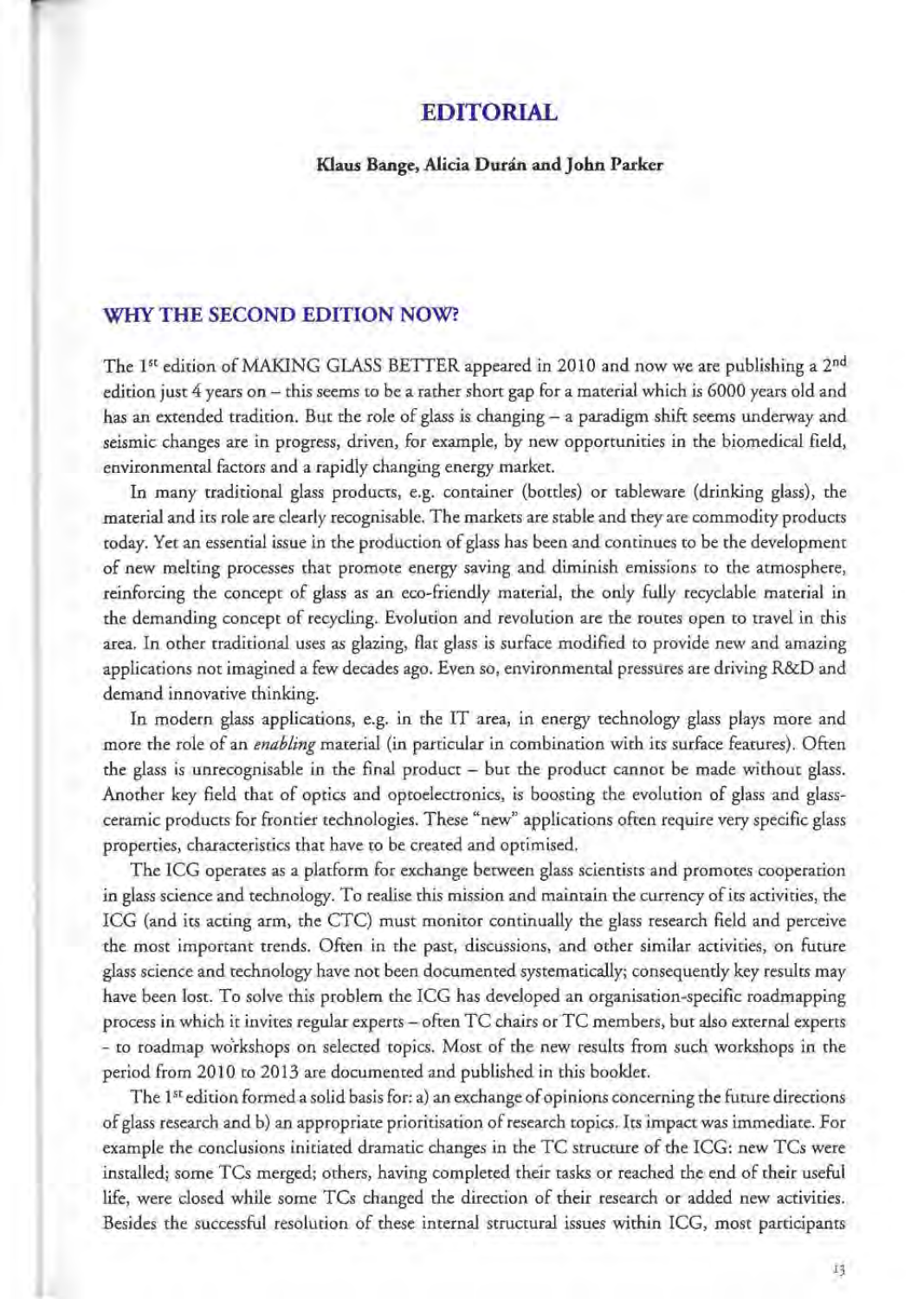# EDITORIAL

**Klaus Bange, Alicia Durán and John Parker**

## WHY THE SECOND EDITION NOW?

The 1st edition of MAKING GLASS BETTER appeared in 2010 and now we are publishing a 2nd edition just 4 years on – this seems to be a rather short gap for a material which is 6000 years old and has an extended tradition. But the role of glass is changing – a paradigm shift seems underway and seismic changes are in progress, driven, for example, by new opportunities in the biomedical field, environmental factors and a rapidly changing energy market.

In many traditional glass products, e.g. container (bottles) or tableware (drinking glass), the material and its role are clearly recognisable. The markets are stable and they are commodity products today. Yet an essential issue in the production of glass has been and continues to be the development of new melting processes that promote energy saving and diminish emissions to the atmosphere, reinforcing the concept of glass as an eco-friendly material, the only fully recyclable material in the demanding concept of recycling. Evolution and revolution are the routes open to travel in this area. In other traditional uses as glazing, flat glass is surface modified to provide new and amazing applications not imagined a few decades ago. Even so, environmental pressures are driving R&D and demand innovative thinking.

In modern glass applications, e.g. in the IT area, in energy technology glass plays more and more the role of an *enabling* material (in particular in combination with its surface features). Often the glass is unrecognisable in the final product – but the product cannot be made without glass. Another key field that of optics and optoelectronics, is boosting the evolution of glass and glass-ceramic products for frontier technologies. These "new" applications often require very specific glass properties, characteristics that have to be created and optimised.

The ICG operates as a platform for exchange between glass scientists and promotes cooperation in glass science and technology. To realise this mission and maintain the currency of its activities, the ICG (and its acting arm, the CTC) must monitor continually the glass research field and perceive the most important trends. Often in the past, discussions, and other similar activities, on future glass science and technology have not been documented systematically; consequently key results may have been lost. To solve this problem the ICG has developed an organisation-specific roadmapping process in which it invites regular experts – often TC chairs or TC members, but also external experts - to roadmap workshops on selected topics. Most of the new results from such workshops in the period from 2010 to 2013 are documented and published in this booklet.

The 1st edition formed a solid basis for: a) an exchange of opinions concerning the future directions of glass research and b) an appropriate prioritisation of research topics. Its impact was immediate. For example the conclusions initiated dramatic changes in the TC structure of the ICG: new TCs were installed; some TCs merged; others, having completed their tasks or reached the end of their useful life, were closed while some TCs changed the direction of their research or added new activities. Besides the successful resolution of these internal structural issues within ICG, most participants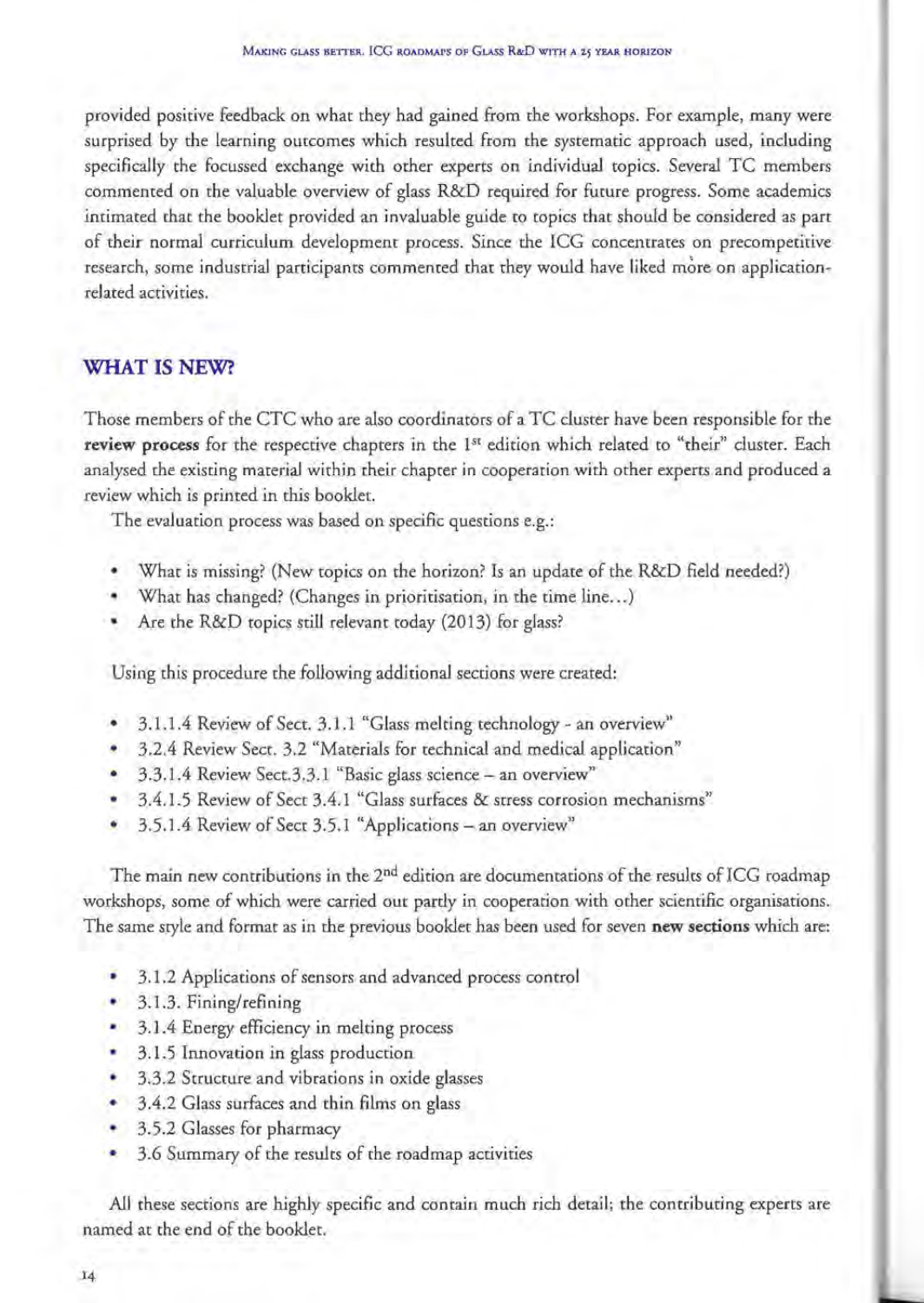provided positive feedback on what they had gained from the workshops. For example, many were surprised by the learning outcomes which resulted from the systematic approach used, including specifically the focussed exchange with other experts on individual topics. Several TC members commented on the valuable overview of glass R&D required for future progress. Some academics intimated that the booklet provided an invaluable guide to topics that should be considered as part of their normal curriculum development process. Since the ICG concentrates on precompetitive research, some industrial participants commented that they would have liked more on application-related activities.

## WHAT IS NEW?

Those members of the CTC who are also coordinators of a TC cluster have been responsible for the **review process** for the respective chapters in the 1st edition which related to "their" cluster. Each analysed the existing material within their chapter in cooperation with other experts and produced a review which is printed in this booklet.

The evaluation process was based on specific questions e.g.:

- What is missing? (New topics on the horizon? Is an update of the R&D field needed?)
- What has changed? (Changes in prioritisation, in the time line…)
- Are the R&D topics still relevant today (2013) for glass?

Using this procedure the following additional sections were created:

- 3.1.1.4 Review of Sect. 3.1.1 "Glass melting technology - an overview"
- 3.2.4 Review Sect. 3.2 "Materials for technical and medical application"
- 3.3.1.4 Review Sect.3.3.1 "Basic glass science – an overview"
- 3.4.1.5 Review of Sect 3.4.1 "Glass surfaces & stress corrosion mechanisms"
- 3.5.1.4 Review of Sect 3.5.1 "Applications – an overview"

The main new contributions in the 2nd edition are documentations of the results of ICG roadmap workshops, some of which were carried out partly in cooperation with other scientific organisations. The same style and format as in the previous booklet has been used for seven **new sections** which are:

- 3.1.2 Applications of sensors and advanced process control
- 3.1.3. Fining/refining
- 3.1.4 Energy efficiency in melting process
- 3.1.5 Innovation in glass production
- 3.3.2 Structure and vibrations in oxide glasses
- 3.4.2 Glass surfaces and thin films on glass
- 3.5.2 Glasses for pharmacy
- 3.6 Summary of the results of the roadmap activities

All these sections are highly specific and contain much rich detail; the contributing experts are named at the end of the booklet.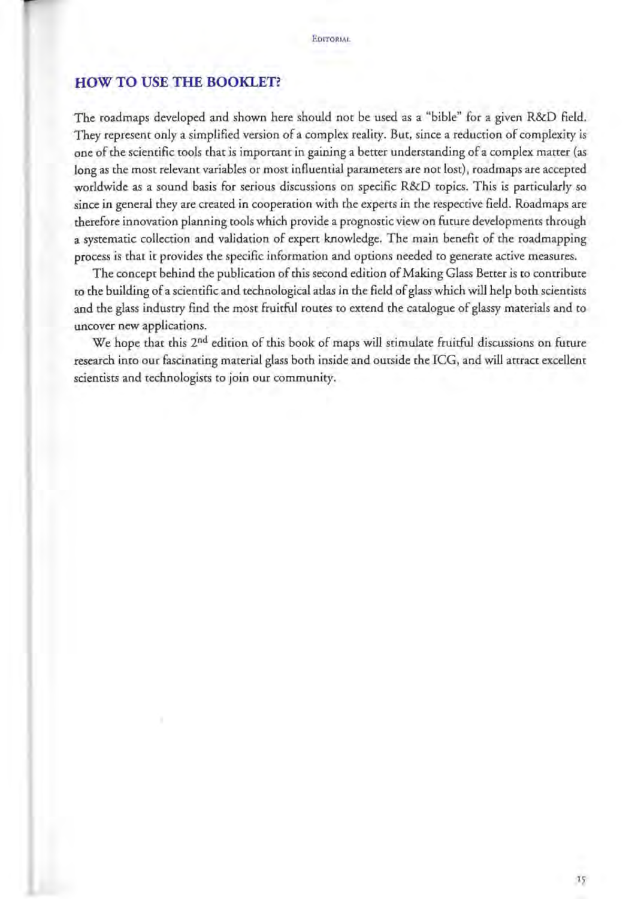## HOW TO USE THE BOOKLET?

The roadmaps developed and shown here should not be used as a "bible" for a given R&D field. They represent only a simplified version of a complex reality. But, since a reduction of complexity is one of the scientific tools that is important in gaining a better understanding of a complex matter (as long as the most relevant variables or most influential parameters are not lost), roadmaps are accepted worldwide as a sound basis for serious discussions on specific R&D topics. This is particularly so since in general they are created in cooperation with the experts in the respective field. Roadmaps are therefore innovation planning tools which provide a prognostic view on future developments through a systematic collection and validation of expert knowledge. The main benefit of the roadmapping process is that it provides the specific information and options needed to generate active measures.

The concept behind the publication of this second edition of Making Glass Better is to contribute to the building of a scientific and technological atlas in the field of glass which will help both scientists and the glass industry find the most fruitful routes to extend the catalogue of glassy materials and to uncover new applications.

We hope that this 2nd edition of this book of maps will stimulate fruitful discussions on future research into our fascinating material glass both inside and outside the ICG, and will attract excellent scientists and technologists to join our community.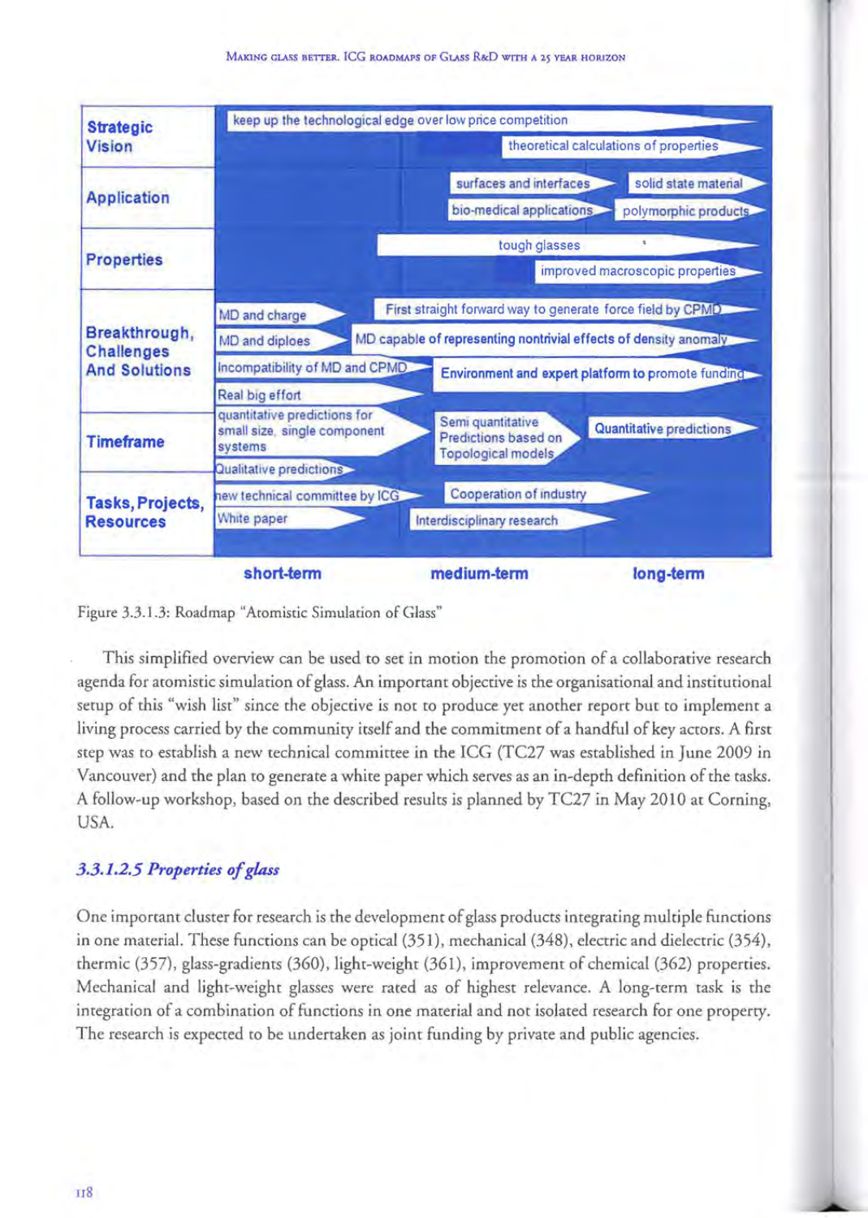| | short-term | medium-term | long-term |
|---|---|---|---|
| **Strategic Vision** | keep up the technological edge over low price competition | | theoretical calculations of properties |
| **Application** | | surfaces and interfaces; bio-medical applications | solid state material; polymorphic products |
| **Properties** | | tough glasses | improved macroscopic properties |
| **Breakthrough, Challenges And Solutions** | MD and charge; MD and diploes; Incompatibility of MD and CPMD; Real big effort | First straight forward way to generate force field by CPMD; MD capable of representing nontrivial effects of density anomaly; Environment and expert platform to promote funding | |
| **Timeframe** | quantitative predictions for small size, single component systems; Qualitative predictions | Semi quantitative Predictions based on Topological models | Quantitative predictions |
| **Tasks, Projects, Resources** | new technical committee by ICG; White paper | Cooperation of industry; Interdisciplinary research | |

Figure 3.3.1.3: Roadmap "Atomistic Simulation of Glass"

This simplified overview can be used to set in motion the promotion of a collaborative research agenda for atomistic simulation of glass. An important objective is the organisational and institutional setup of this "wish list" since the objective is not to produce yet another report but to implement a living process carried by the community itself and the commitment of a handful of key actors. A first step was to establish a new technical committee in the ICG (TC27 was established in June 2009 in Vancouver) and the plan to generate a white paper which serves as an in-depth definition of the tasks. A follow-up workshop, based on the described results is planned by TC27 in May 2010 at Corning, USA.

### *3.3.1.2.5 Properties of glass*

One important cluster for research is the development of glass products integrating multiple functions in one material. These functions can be optical (351), mechanical (348), electric and dielectric (354), thermic (357), glass-gradients (360), light-weight (361), improvement of chemical (362) properties. Mechanical and light-weight glasses were rated as of highest relevance. A long-term task is the integration of a combination of functions in one material and not isolated research for one property. The research is expected to be undertaken as joint funding by private and public agencies.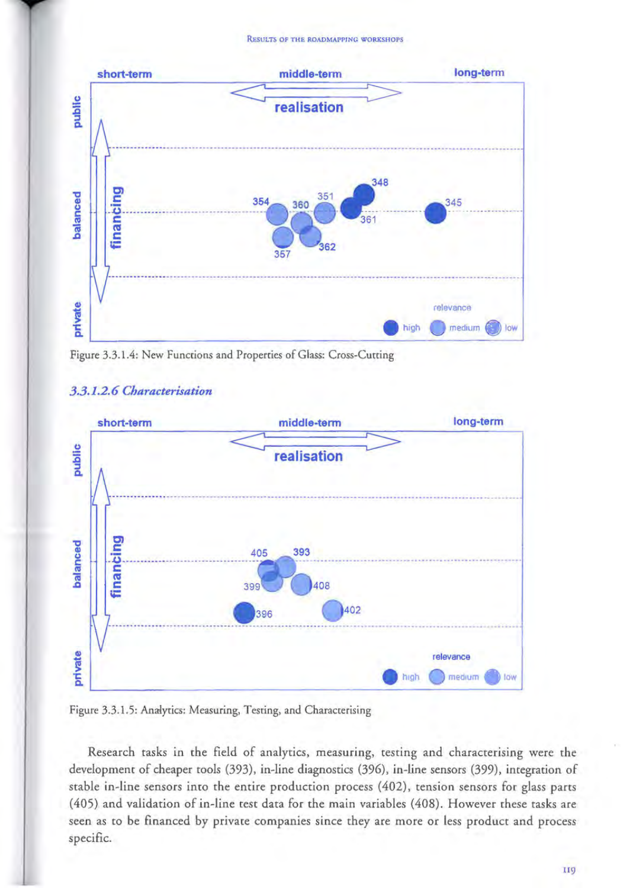Figure 3.3.1.4: New Functions and Properties of Glass: Cross-Cutting

### *3.3.1.2.6 Characterisation*

Figure 3.3.1.5: Analytics: Measuring, Testing, and Characterising

Research tasks in the field of analytics, measuring, testing and characterising were the development of cheaper tools (393), in-line diagnostics (396), in-line sensors (399), integration of stable in-line sensors into the entire production process (402), tension sensors for glass parts (405) and validation of in-line test data for the main variables (408). However these tasks are seen as to be financed by private companies since they are more or less product and process specific.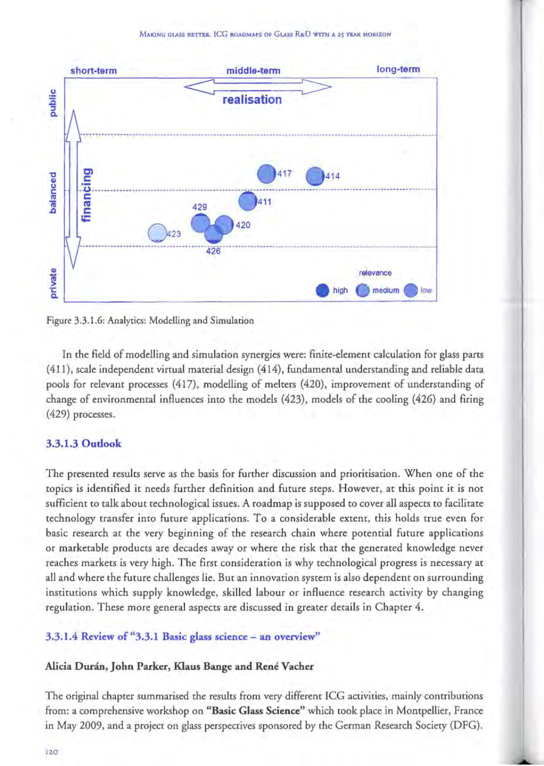Figure 3.3.1.6: Analytics: Modelling and Simulation

In the field of modelling and simulation synergies were: finite-element calculation for glass parts (411), scale independent virtual material design (414), fundamental understanding and reliable data pools for relevant processes (417), modelling of melters (420), improvement of understanding of change of environmental influences into the models (423), models of the cooling (426) and firing (429) processes.

### 3.3.1.3 Outlook

The presented results serve as the basis for further discussion and prioritisation. When one of the topics is identified it needs further definition and future steps. However, at this point it is not sufficient to talk about technological issues. A roadmap is supposed to cover all aspects to facilitate technology transfer into future applications. To a considerable extent, this holds true even for basic research at the very beginning of the research chain where potential future applications or marketable products are decades away or where the risk that the generated knowledge never reaches markets is very high. The first consideration is why technological progress is necessary at all and where the future challenges lie. But an innovation system is also dependent on surrounding institutions which supply knowledge, skilled labour or influence research activity by changing regulation. These more general aspects are discussed in greater details in Chapter 4.

### 3.3.1.4 Review of "3.3.1 Basic glass science – an overview"

**Alicia Durán, John Parker, Klaus Bange and René Vacher**

The original chapter summarised the results from very different ICG activities, mainly contributions from: a comprehensive workshop on **"Basic Glass Science"** which took place in Montpellier, France in May 2009, and a project on glass perspectives sponsored by the German Research Society (DFG).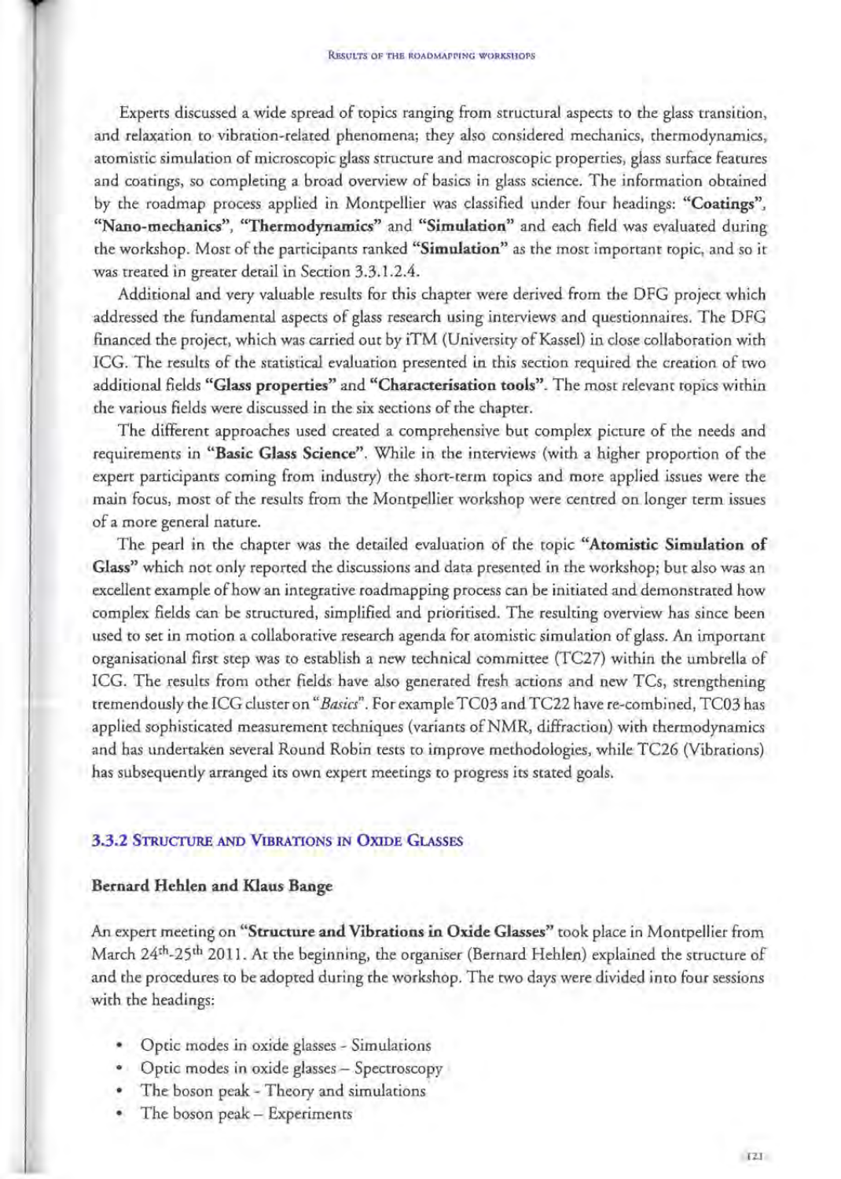Experts discussed a wide spread of topics ranging from structural aspects to the glass transition, and relaxation to vibration-related phenomena; they also considered mechanics, thermodynamics, atomistic simulation of microscopic glass structure and macroscopic properties, glass surface features and coatings, so completing a broad overview of basics in glass science. The information obtained by the roadmap process applied in Montpellier was classified under four headings: **"Coatings"**, **"Nano-mechanics"**, **"Thermodynamics"** and **"Simulation"** and each field was evaluated during the workshop. Most of the participants ranked **"Simulation"** as the most important topic, and so it was treated in greater detail in Section 3.3.1.2.4.

Additional and very valuable results for this chapter were derived from the DFG project which addressed the fundamental aspects of glass research using interviews and questionnaires. The DFG financed the project, which was carried out by iTM (University of Kassel) in close collaboration with ICG. The results of the statistical evaluation presented in this section required the creation of two additional fields **"Glass properties"** and **"Characterisation tools"**. The most relevant topics within the various fields were discussed in the six sections of the chapter.

The different approaches used created a comprehensive but complex picture of the needs and requirements in **"Basic Glass Science"**. While in the interviews (with a higher proportion of the expert participants coming from industry) the short-term topics and more applied issues were the main focus, most of the results from the Montpellier workshop were centred on longer term issues of a more general nature.

The pearl in the chapter was the detailed evaluation of the topic **"Atomistic Simulation of Glass"** which not only reported the discussions and data presented in the workshop; but also was an excellent example of how an integrative roadmapping process can be initiated and demonstrated how complex fields can be structured, simplified and prioritised. The resulting overview has since been used to set in motion a collaborative research agenda for atomistic simulation of glass. An important organisational first step was to establish a new technical committee (TC27) within the umbrella of ICG. The results from other fields have also generated fresh actions and new TCs, strengthening tremendously the ICG cluster on "*Basics*". For example TC03 and TC22 have re-combined, TC03 has applied sophisticated measurement techniques (variants of NMR, diffraction) with thermodynamics and has undertaken several Round Robin tests to improve methodologies, while TC26 (Vibrations) has subsequently arranged its own expert meetings to progress its stated goals.

### 3.3.2 Structure and Vibrations in Oxide Glasses

**Bernard Hehlen and Klaus Bange**

An expert meeting on **"Structure and Vibrations in Oxide Glasses"** took place in Montpellier from March 24th-25th 2011. At the beginning, the organiser (Bernard Hehlen) explained the structure of and the procedures to be adopted during the workshop. The two days were divided into four sessions with the headings:

- Optic modes in oxide glasses - Simulations
- Optic modes in oxide glasses – Spectroscopy
- The boson peak - Theory and simulations
- The boson peak – Experiments